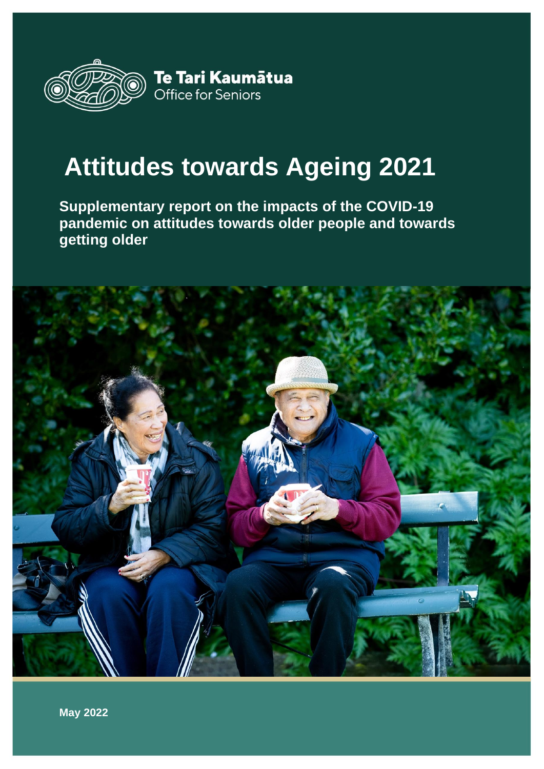Te Tari Kaumātua
Office for Seniors

# Attitudes towards Ageing 2021

## Supplementary report on the impacts of the COVID-19 pandemic on attitudes towards older people and towards getting older

**May 2022**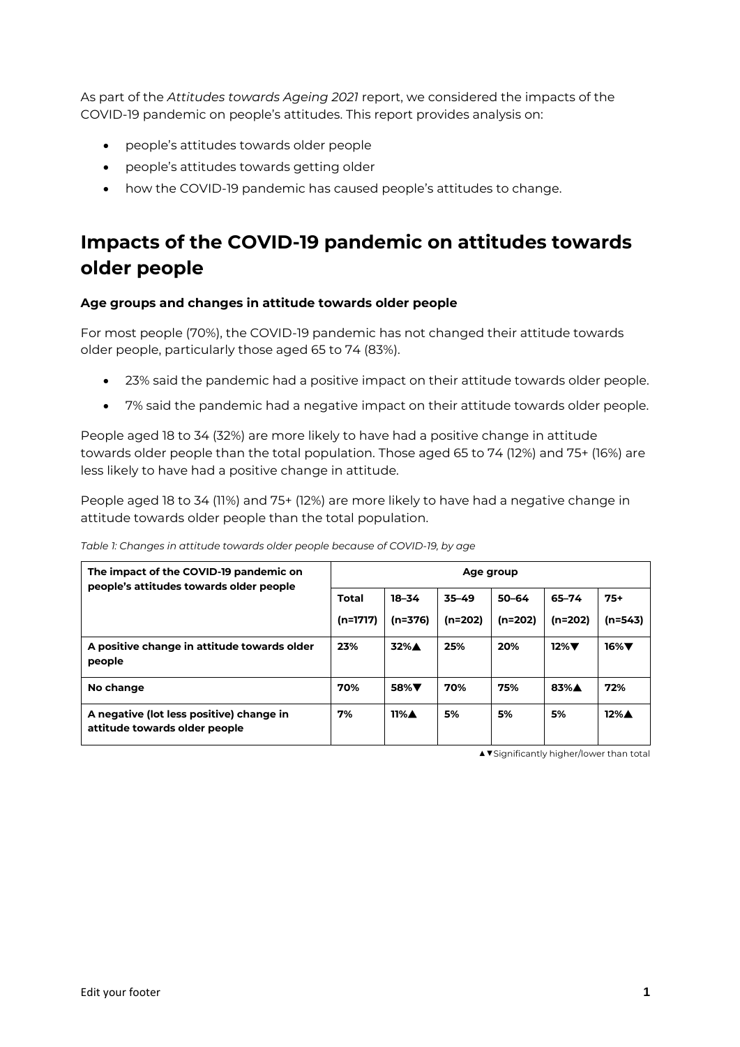As part of the *Attitudes towards Ageing 2021* report, we considered the impacts of the COVID-19 pandemic on people's attitudes. This report provides analysis on:

- people's attitudes towards older people
- people's attitudes towards getting older
- how the COVID-19 pandemic has caused people's attitudes to change.

# Impacts of the COVID-19 pandemic on attitudes towards older people

### Age groups and changes in attitude towards older people

For most people (70%), the COVID-19 pandemic has not changed their attitude towards older people, particularly those aged 65 to 74 (83%).

- 23% said the pandemic had a positive impact on their attitude towards older people.
- 7% said the pandemic had a negative impact on their attitude towards older people.

People aged 18 to 34 (32%) are more likely to have had a positive change in attitude towards older people than the total population. Those aged 65 to 74 (12%) and 75+ (16%) are less likely to have had a positive change in attitude.

People aged 18 to 34 (11%) and 75+ (12%) are more likely to have had a negative change in attitude towards older people than the total population.

*Table 1: Changes in attitude towards older people because of COVID-19, by age*

| The impact of the COVID-19 pandemic on people's attitudes towards older people | Age group | | | | | |
|---|---|---|---|---|---|---|
| | **Total (n=1717)** | **18–34 (n=376)** | **35–49 (n=202)** | **50–64 (n=202)** | **65–74 (n=202)** | **75+ (n=543)** |
| **A positive change in attitude towards older people** | **23%** | **32%▲** | **25%** | **20%** | **12%▼** | **16%▼** |
| **No change** | **70%** | **58%▼** | **70%** | **75%** | **83%▲** | **72%** |
| **A negative (lot less positive) change in attitude towards older people** | **7%** | **11%▲** | **5%** | **5%** | **5%** | **12%▲** |

▲▼Significantly higher/lower than total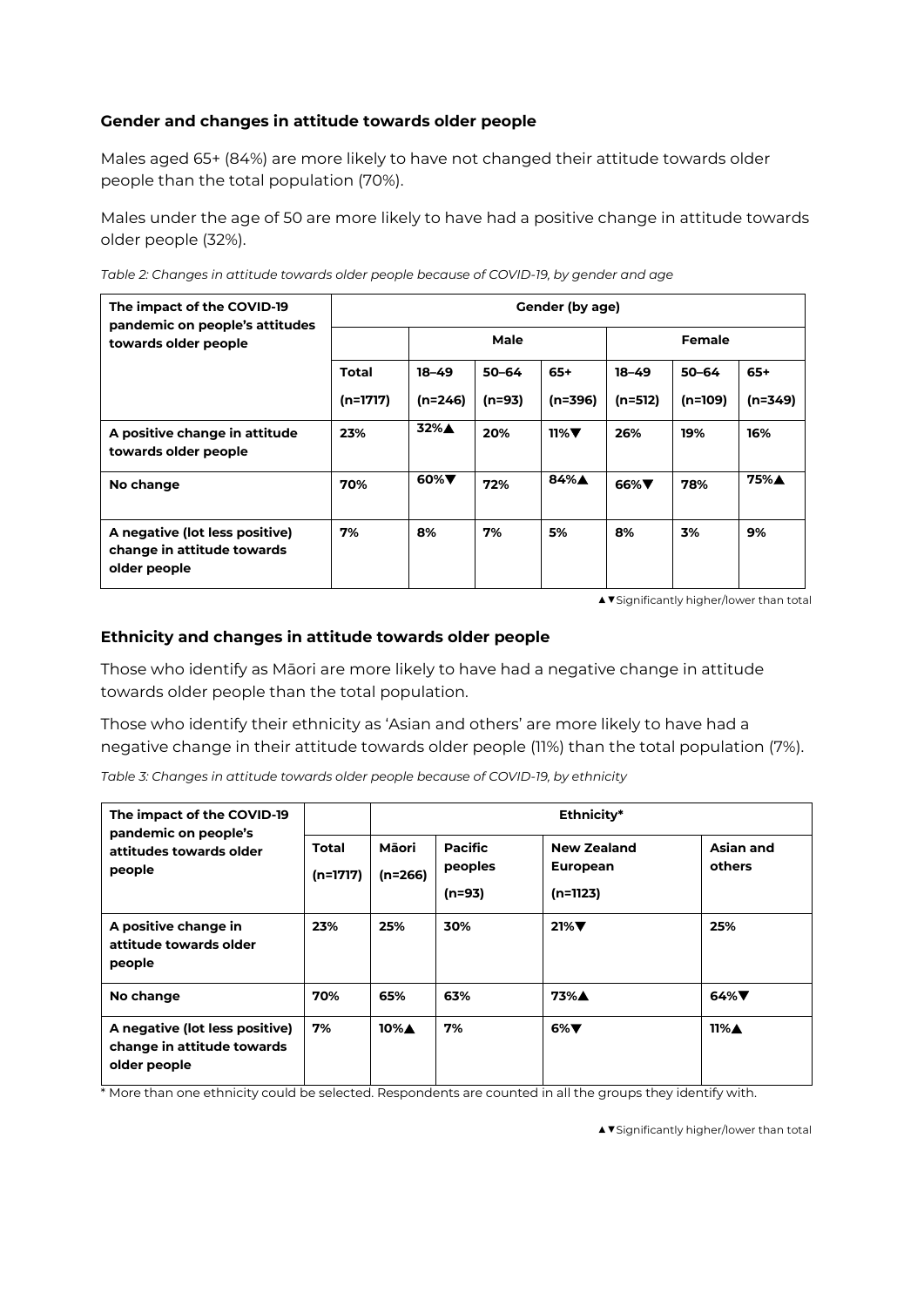### Gender and changes in attitude towards older people

Males aged 65+ (84%) are more likely to have not changed their attitude towards older people than the total population (70%).

Males under the age of 50 are more likely to have had a positive change in attitude towards older people (32%).

*Table 2: Changes in attitude towards older people because of COVID-19, by gender and age*

| The impact of the COVID-19 pandemic on people's attitudes towards older people | Gender (by age) | | | | | | |
|---|---|---|---|---|---|---|---|
| | | Male | | | Female | | |
| | Total (n=1717) | 18–49 (n=246) | 50–64 (n=93) | 65+ (n=396) | 18–49 (n=512) | 50–64 (n=109) | 65+ (n=349) |
| A positive change in attitude towards older people | 23% | 32%▲ | 20% | 11%▼ | 26% | 19% | 16% |
| No change | 70% | 60%▼ | 72% | 84%▲ | 66%▼ | 78% | 75%▲ |
| A negative (lot less positive) change in attitude towards older people | 7% | 8% | 7% | 5% | 8% | 3% | 9% |

▲▼Significantly higher/lower than total

### Ethnicity and changes in attitude towards older people

Those who identify as Māori are more likely to have had a negative change in attitude towards older people than the total population.

Those who identify their ethnicity as 'Asian and others' are more likely to have had a negative change in their attitude towards older people (11%) than the total population (7%).

*Table 3: Changes in attitude towards older people because of COVID-19, by ethnicity*

| The impact of the COVID-19 pandemic on people's attitudes towards older people | | Ethnicity* | | | |
|---|---|---|---|---|---|
| | Total (n=1717) | Māori (n=266) | Pacific peoples (n=93) | New Zealand European (n=1123) | Asian and others |
| A positive change in attitude towards older people | 23% | 25% | 30% | 21%▼ | 25% |
| No change | 70% | 65% | 63% | 73%▲ | 64%▼ |
| A negative (lot less positive) change in attitude towards older people | 7% | 10%▲ | 7% | 6%▼ | 11%▲ |

* More than one ethnicity could be selected. Respondents are counted in all the groups they identify with.

▲▼Significantly higher/lower than total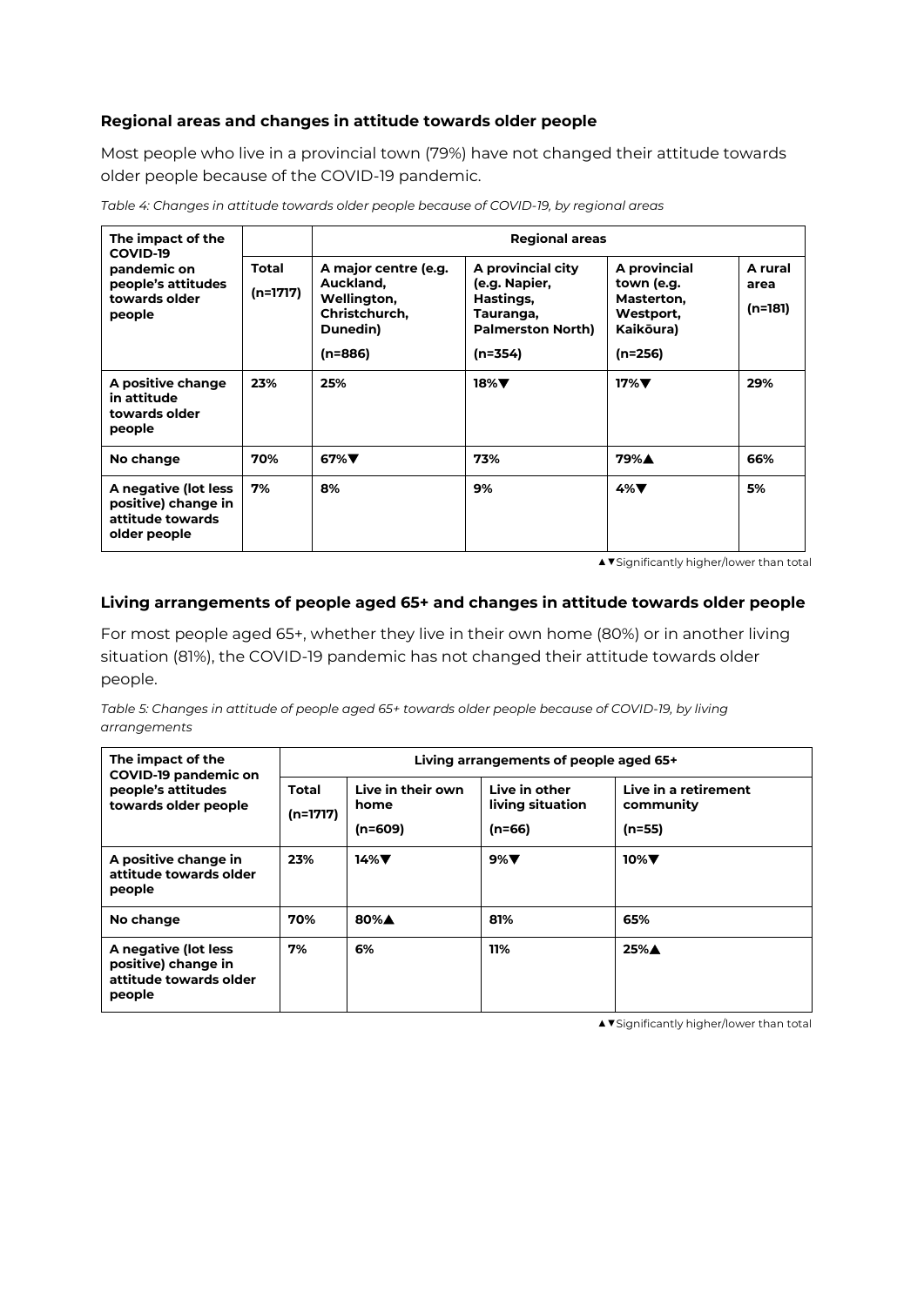### Regional areas and changes in attitude towards older people

Most people who live in a provincial town (79%) have not changed their attitude towards older people because of the COVID-19 pandemic.

*Table 4: Changes in attitude towards older people because of COVID-19, by regional areas*

| The impact of the COVID-19 pandemic on people's attitudes towards older people | | Regional areas | | | |
|---|---|---|---|---|---|
| | **Total (n=1717)** | **A major centre (e.g. Auckland, Wellington, Christchurch, Dunedin) (n=886)** | **A provincial city (e.g. Napier, Hastings, Tauranga, Palmerston North) (n=354)** | **A provincial town (e.g. Masterton, Westport, Kaikōura) (n=256)** | **A rural area (n=181)** |
| **A positive change in attitude towards older people** | **23%** | **25%** | **18%▼** | **17%▼** | **29%** |
| **No change** | **70%** | **67%▼** | **73%** | **79%▲** | **66%** |
| **A negative (lot less positive) change in attitude towards older people** | **7%** | **8%** | **9%** | **4%▼** | **5%** |

▲▼Significantly higher/lower than total

### Living arrangements of people aged 65+ and changes in attitude towards older people

For most people aged 65+, whether they live in their own home (80%) or in another living situation (81%), the COVID-19 pandemic has not changed their attitude towards older people.

*Table 5: Changes in attitude of people aged 65+ towards older people because of COVID-19, by living arrangements*

| The impact of the COVID-19 pandemic on people's attitudes towards older people | Living arrangements of people aged 65+ | | | |
|---|---|---|---|---|
| | **Total (n=1717)** | **Live in their own home (n=609)** | **Live in other living situation (n=66)** | **Live in a retirement community (n=55)** |
| **A positive change in attitude towards older people** | **23%** | **14%▼** | **9%▼** | **10%▼** |
| **No change** | **70%** | **80%▲** | **81%** | **65%** |
| **A negative (lot less positive) change in attitude towards older people** | **7%** | **6%** | **11%** | **25%▲** |

▲▼Significantly higher/lower than total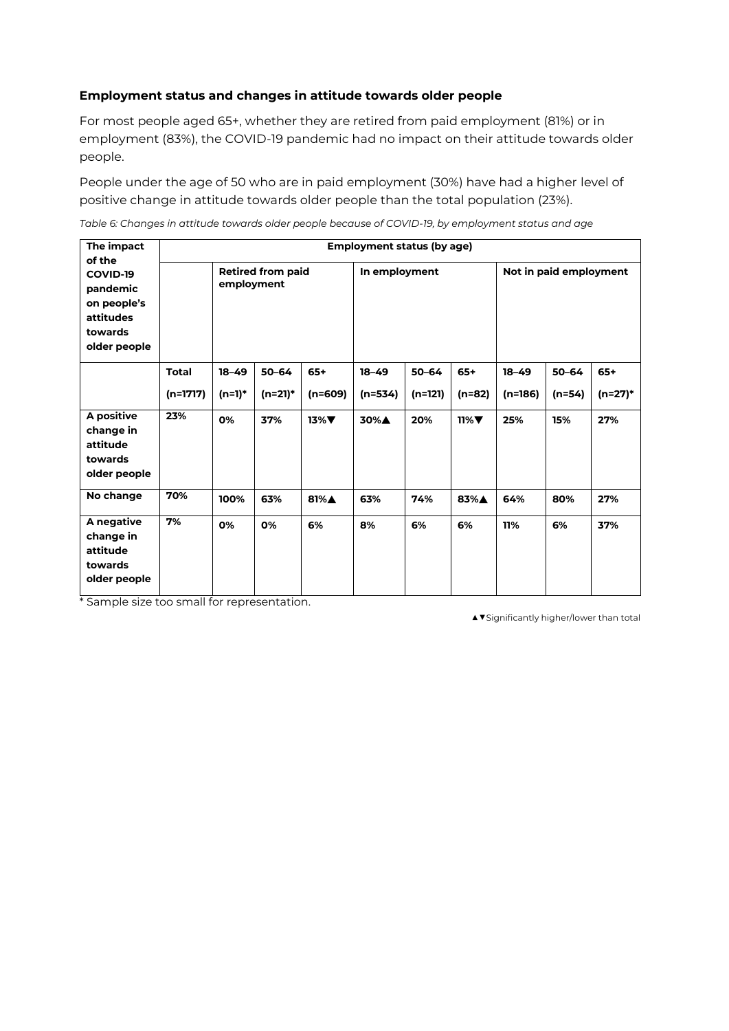### Employment status and changes in attitude towards older people

For most people aged 65+, whether they are retired from paid employment (81%) or in employment (83%), the COVID-19 pandemic had no impact on their attitude towards older people.

People under the age of 50 who are in paid employment (30%) have had a higher level of positive change in attitude towards older people than the total population (23%).

*Table 6: Changes in attitude towards older people because of COVID-19, by employment status and age*

| The impact of the COVID-19 pandemic on people's attitudes towards older people | Employment status (by age) | | | | | | | | | |
|---|---|---|---|---|---|---|---|---|---|---|
| | | Retired from paid employment | | | In employment | | | Not in paid employment | | |
| | Total (n=1717) | 18–49 (n=1)* | 50–64 (n=21)* | 65+ (n=609) | 18–49 (n=534) | 50–64 (n=121) | 65+ (n=82) | 18–49 (n=186) | 50–64 (n=54) | 65+ (n=27)* |
| A positive change in attitude towards older people | 23% | 0% | 37% | 13%▼ | 30%▲ | 20% | 11%▼ | 25% | 15% | 27% |
| No change | 70% | 100% | 63% | 81%▲ | 63% | 74% | 83%▲ | 64% | 80% | 27% |
| A negative change in attitude towards older people | 7% | 0% | 0% | 6% | 8% | 6% | 6% | 11% | 6% | 37% |

* Sample size too small for representation.

▲▼Significantly higher/lower than total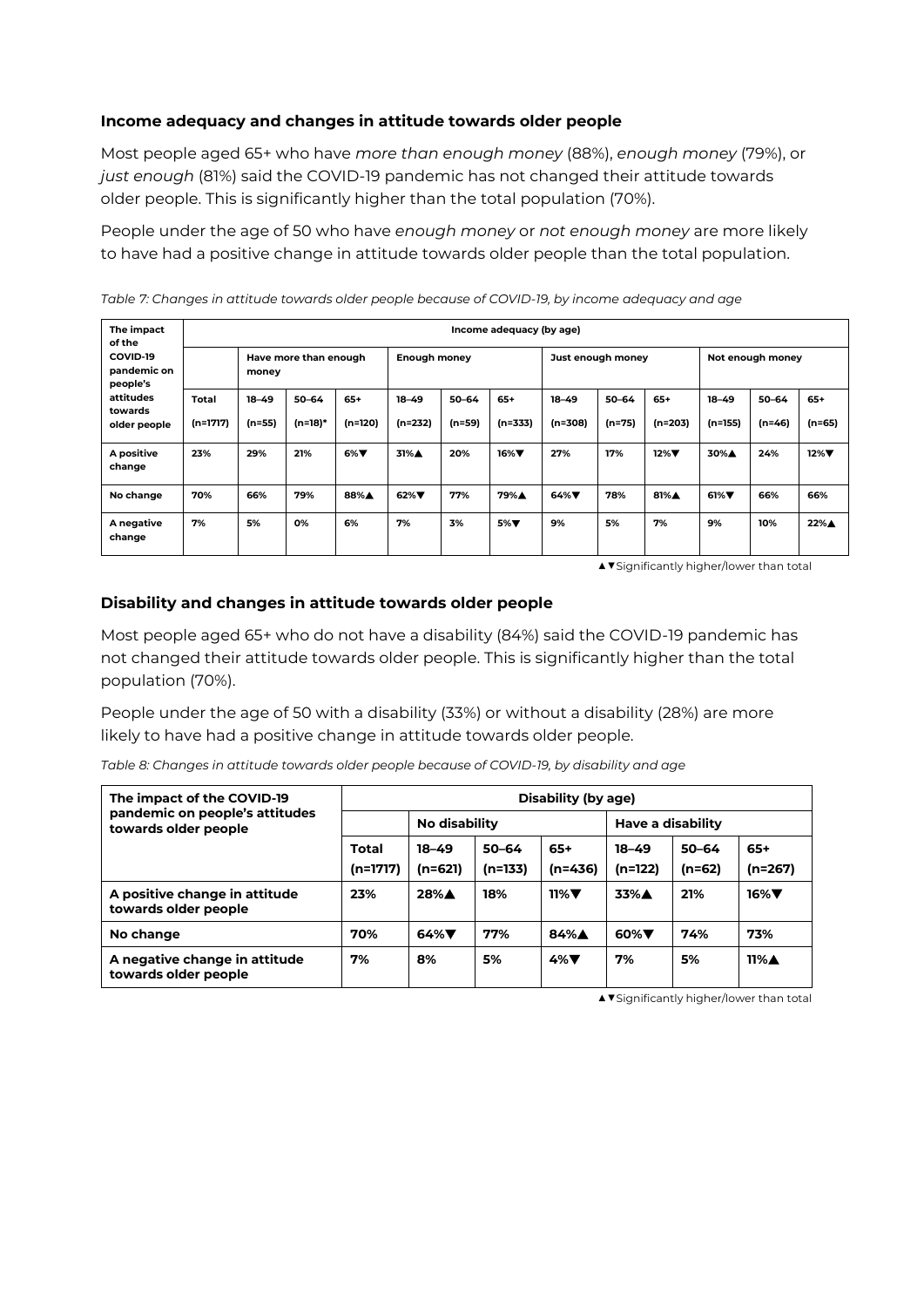### Income adequacy and changes in attitude towards older people

Most people aged 65+ who have *more than enough money* (88%), *enough money* (79%), or *just enough* (81%) said the COVID-19 pandemic has not changed their attitude towards older people. This is significantly higher than the total population (70%).

People under the age of 50 who have *enough money* or *not enough money* are more likely to have had a positive change in attitude towards older people than the total population.

*Table 7: Changes in attitude towards older people because of COVID-19, by income adequacy and age*

| The impact of the COVID-19 pandemic on people's attitudes towards older people | Income adequacy (by age) | | | | | | | | | | | | |
|---|---|---|---|---|---|---|---|---|---|---|---|---|---|
| | | Have more than enough money | | | Enough money | | | Just enough money | | | Not enough money | | |
| | Total (n=1717) | 18–49 (n=55) | 50–64 (n=18)* | 65+ (n=120) | 18–49 (n=232) | 50–64 (n=59) | 65+ (n=333) | 18–49 (n=308) | 50–64 (n=75) | 65+ (n=203) | 18–49 (n=155) | 50–64 (n=46) | 65+ (n=65) |
| A positive change | 23% | 29% | 21% | 6%▼ | 31%▲ | 20% | 16%▼ | 27% | 17% | 12%▼ | 30%▲ | 24% | 12%▼ |
| No change | 70% | 66% | 79% | 88%▲ | 62%▼ | 77% | 79%▲ | 64%▼ | 78% | 81%▲ | 61%▼ | 66% | 66% |
| A negative change | 7% | 5% | 0% | 6% | 7% | 3% | 5%▼ | 9% | 5% | 7% | 9% | 10% | 22%▲ |

▲▼Significantly higher/lower than total

### Disability and changes in attitude towards older people

Most people aged 65+ who do not have a disability (84%) said the COVID-19 pandemic has not changed their attitude towards older people. This is significantly higher than the total population (70%).

People under the age of 50 with a disability (33%) or without a disability (28%) are more likely to have had a positive change in attitude towards older people.

*Table 8: Changes in attitude towards older people because of COVID-19, by disability and age*

| The impact of the COVID-19 pandemic on people's attitudes towards older people | Disability (by age) | | | | | | |
|---|---|---|---|---|---|---|---|
| | | No disability | | | Have a disability | | |
| | Total (n=1717) | 18–49 (n=621) | 50–64 (n=133) | 65+ (n=436) | 18–49 (n=122) | 50–64 (n=62) | 65+ (n=267) |
| A positive change in attitude towards older people | 23% | 28%▲ | 18% | 11%▼ | 33%▲ | 21% | 16%▼ |
| No change | 70% | 64%▼ | 77% | 84%▲ | 60%▼ | 74% | 73% |
| A negative change in attitude towards older people | 7% | 8% | 5% | 4%▼ | 7% | 5% | 11%▲ |

▲▼Significantly higher/lower than total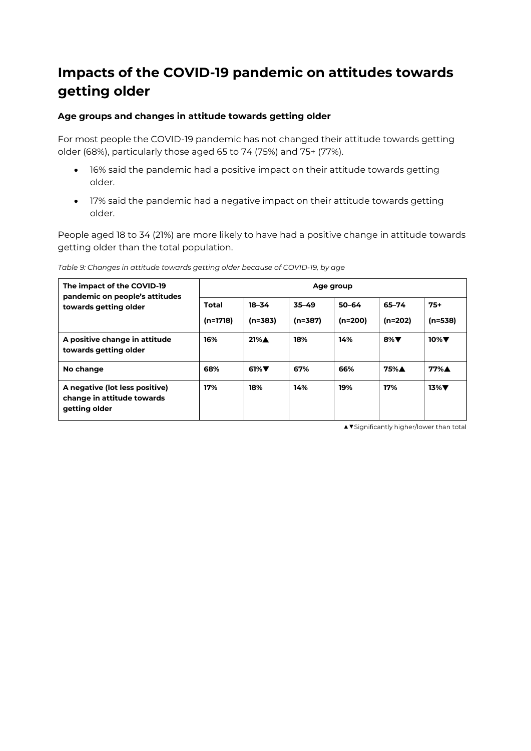# Impacts of the COVID-19 pandemic on attitudes towards getting older

### Age groups and changes in attitude towards getting older

For most people the COVID-19 pandemic has not changed their attitude towards getting older (68%), particularly those aged 65 to 74 (75%) and 75+ (77%).

- 16% said the pandemic had a positive impact on their attitude towards getting older.
- 17% said the pandemic had a negative impact on their attitude towards getting older.

People aged 18 to 34 (21%) are more likely to have had a positive change in attitude towards getting older than the total population.

*Table 9: Changes in attitude towards getting older because of COVID-19, by age*

| The impact of the COVID-19 pandemic on people's attitudes towards getting older | Age group | | | | | |
|---|---|---|---|---|---|---|
| | Total (n=1718) | 18–34 (n=383) | 35–49 (n=387) | 50–64 (n=200) | 65–74 (n=202) | 75+ (n=538) |
| **A positive change in attitude towards getting older** | **16%** | **21%▲** | **18%** | **14%** | **8%▼** | **10%▼** |
| **No change** | **68%** | **61%▼** | **67%** | **66%** | **75%▲** | **77%▲** |
| **A negative (lot less positive) change in attitude towards getting older** | **17%** | **18%** | **14%** | **19%** | **17%** | **13%▼** |

▲▼Significantly higher/lower than total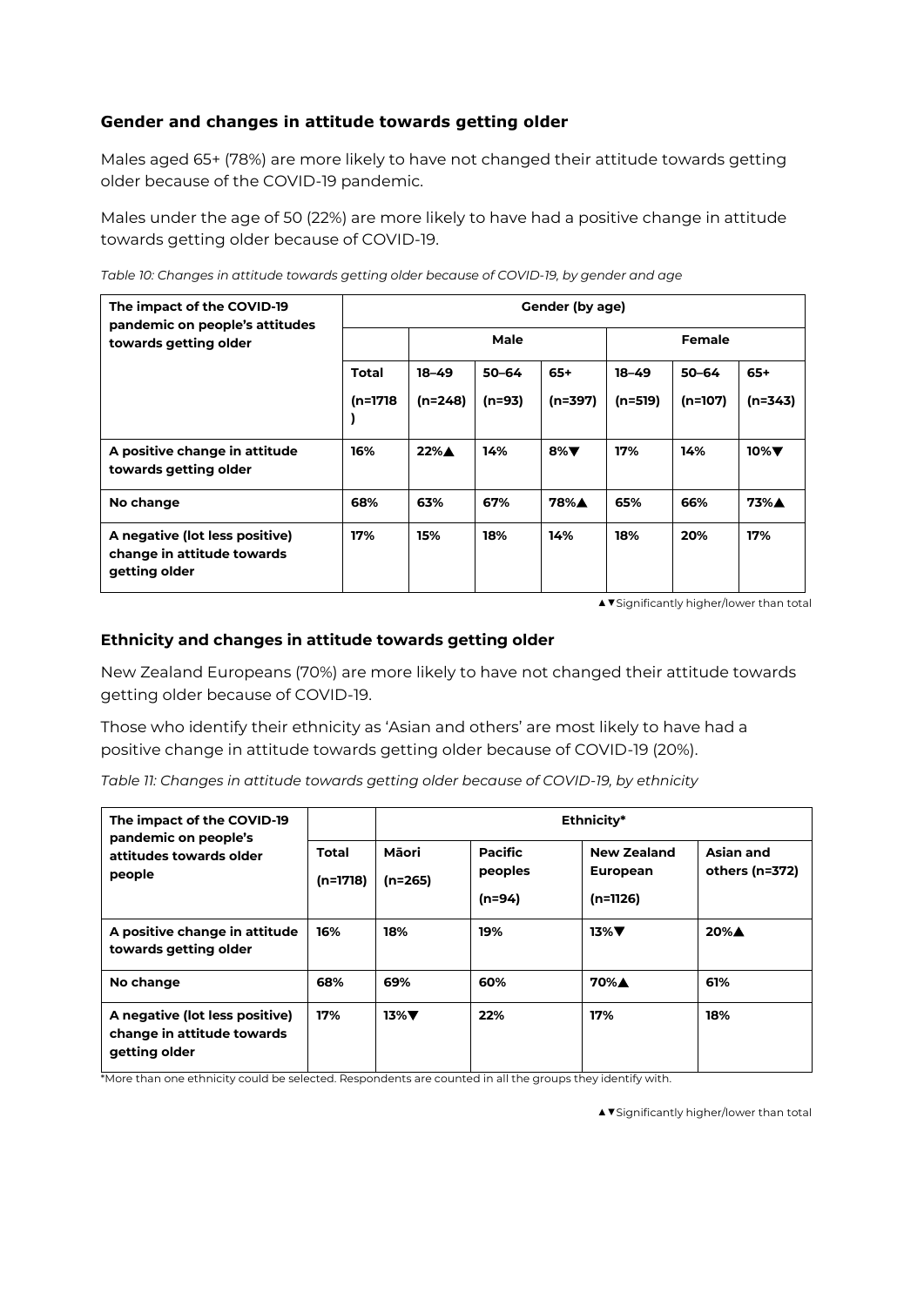### Gender and changes in attitude towards getting older

Males aged 65+ (78%) are more likely to have not changed their attitude towards getting older because of the COVID-19 pandemic.

Males under the age of 50 (22%) are more likely to have had a positive change in attitude towards getting older because of COVID-19.

*Table 10: Changes in attitude towards getting older because of COVID-19, by gender and age*

| The impact of the COVID-19 pandemic on people's attitudes towards getting older | Gender (by age) | | | | | | |
|---|---|---|---|---|---|---|---|
| | | Male | | | Female | | |
| | Total (n=1718) | 18–49 (n=248) | 50–64 (n=93) | 65+ (n=397) | 18–49 (n=519) | 50–64 (n=107) | 65+ (n=343) |
| **A positive change in attitude towards getting older** | **16%** | **22%▲** | **14%** | **8%▼** | **17%** | **14%** | **10%▼** |
| **No change** | **68%** | **63%** | **67%** | **78%▲** | **65%** | **66%** | **73%▲** |
| **A negative (lot less positive) change in attitude towards getting older** | **17%** | **15%** | **18%** | **14%** | **18%** | **20%** | **17%** |

▲▼Significantly higher/lower than total

### Ethnicity and changes in attitude towards getting older

New Zealand Europeans (70%) are more likely to have not changed their attitude towards getting older because of COVID-19.

Those who identify their ethnicity as 'Asian and others' are most likely to have had a positive change in attitude towards getting older because of COVID-19 (20%).

*Table 11: Changes in attitude towards getting older because of COVID-19, by ethnicity*

| The impact of the COVID-19 pandemic on people's attitudes towards older people | | Ethnicity* | | | |
|---|---|---|---|---|---|
| | Total (n=1718) | Māori (n=265) | Pacific peoples (n=94) | New Zealand European (n=1126) | Asian and others (n=372) |
| **A positive change in attitude towards getting older** | **16%** | **18%** | **19%** | **13%▼** | **20%▲** |
| **No change** | **68%** | **69%** | **60%** | **70%▲** | **61%** |
| **A negative (lot less positive) change in attitude towards getting older** | **17%** | **13%▼** | **22%** | **17%** | **18%** |

*More than one ethnicity could be selected. Respondents are counted in all the groups they identify with.

▲▼Significantly higher/lower than total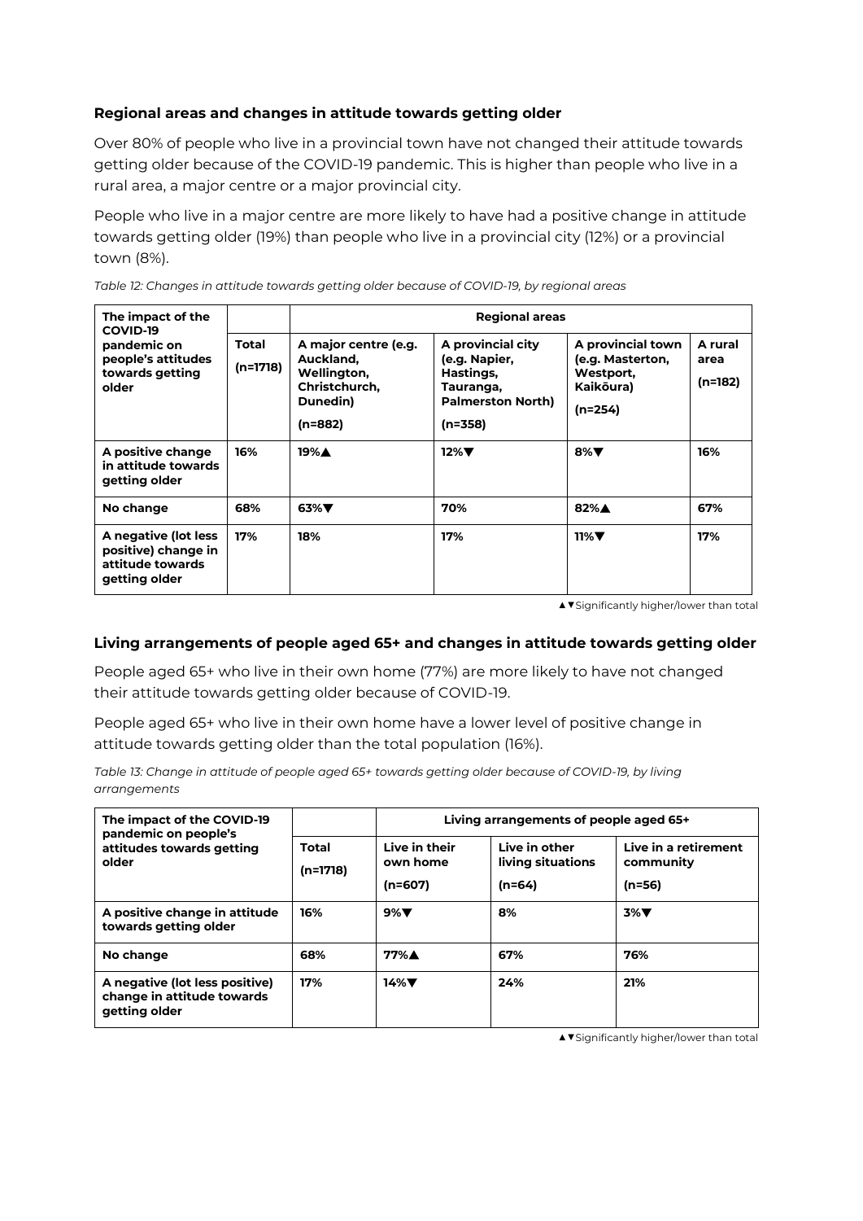### Regional areas and changes in attitude towards getting older

Over 80% of people who live in a provincial town have not changed their attitude towards getting older because of the COVID-19 pandemic. This is higher than people who live in a rural area, a major centre or a major provincial city.

People who live in a major centre are more likely to have had a positive change in attitude towards getting older (19%) than people who live in a provincial city (12%) or a provincial town (8%).

*Table 12: Changes in attitude towards getting older because of COVID-19, by regional areas*

| The impact of the COVID-19 pandemic on people's attitudes towards getting older | | Regional areas | | | |
|---|---|---|---|---|---|
| | Total (n=1718) | A major centre (e.g. Auckland, Wellington, Christchurch, Dunedin) (n=882) | A provincial city (e.g. Napier, Hastings, Tauranga, Palmerston North) (n=358) | A provincial town (e.g. Masterton, Westport, Kaikōura) (n=254) | A rural area (n=182) |
| **A positive change in attitude towards getting older** | **16%** | **19%▲** | **12%▼** | **8%▼** | **16%** |
| **No change** | **68%** | **63%▼** | **70%** | **82%▲** | **67%** |
| **A negative (lot less positive) change in attitude towards getting older** | **17%** | **18%** | **17%** | **11%▼** | **17%** |

▲▼Significantly higher/lower than total

### Living arrangements of people aged 65+ and changes in attitude towards getting older

People aged 65+ who live in their own home (77%) are more likely to have not changed their attitude towards getting older because of COVID-19.

People aged 65+ who live in their own home have a lower level of positive change in attitude towards getting older than the total population (16%).

*Table 13: Change in attitude of people aged 65+ towards getting older because of COVID-19, by living arrangements*

| The impact of the COVID-19 pandemic on people's attitudes towards getting older | | Living arrangements of people aged 65+ | | |
|---|---|---|---|---|
| | Total (n=1718) | Live in their own home (n=607) | Live in other living situations (n=64) | Live in a retirement community (n=56) |
| **A positive change in attitude towards getting older** | **16%** | **9%▼** | **8%** | **3%▼** |
| **No change** | **68%** | **77%▲** | **67%** | **76%** |
| **A negative (lot less positive) change in attitude towards getting older** | **17%** | **14%▼** | **24%** | **21%** |

▲▼Significantly higher/lower than total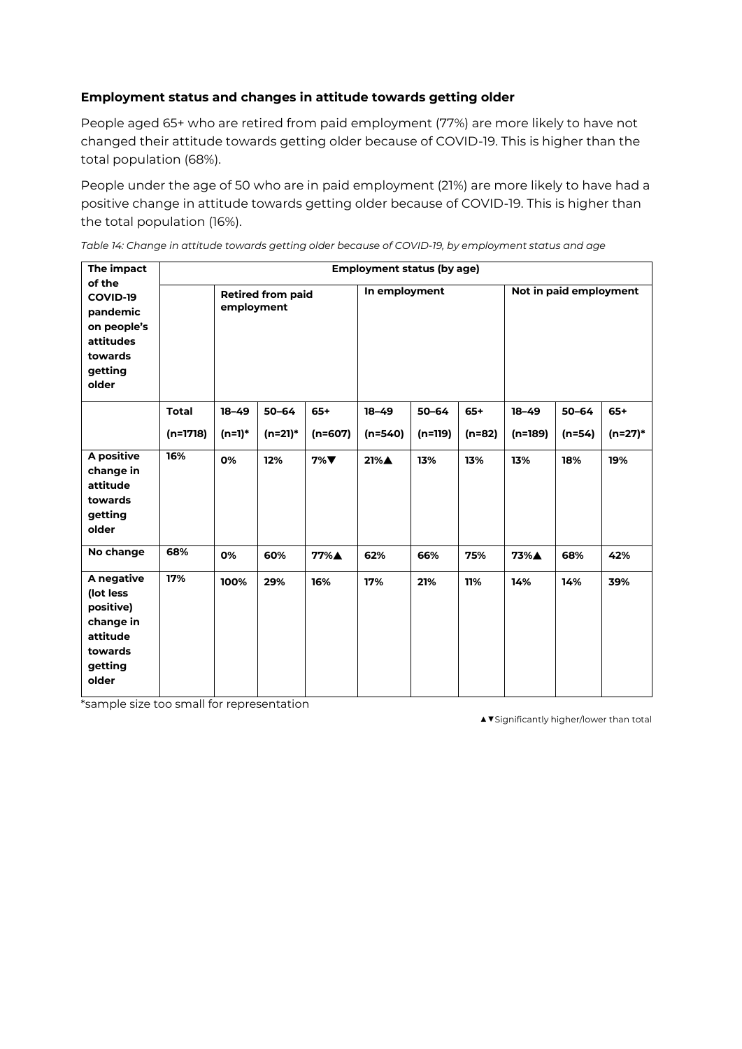### Employment status and changes in attitude towards getting older

People aged 65+ who are retired from paid employment (77%) are more likely to have not changed their attitude towards getting older because of COVID-19. This is higher than the total population (68%).

People under the age of 50 who are in paid employment (21%) are more likely to have had a positive change in attitude towards getting older because of COVID-19. This is higher than the total population (16%).

*Table 14: Change in attitude towards getting older because of COVID-19, by employment status and age*

| The impact of the COVID-19 pandemic on people's attitudes towards getting older | Employment status (by age) | | | | | | | | | |
|---|---|---|---|---|---|---|---|---|---|---|
| | | Retired from paid employment | | | In employment | | | Not in paid employment | | |
| | Total (n=1718) | 18–49 (n=1)* | 50–64 (n=21)* | 65+ (n=607) | 18–49 (n=540) | 50–64 (n=119) | 65+ (n=82) | 18–49 (n=189) | 50–64 (n=54) | 65+ (n=27)* |
| A positive change in attitude towards getting older | 16% | 0% | 12% | 7%▼ | 21%▲ | 13% | 13% | 13% | 18% | 19% |
| No change | 68% | 0% | 60% | 77%▲ | 62% | 66% | 75% | 73%▲ | 68% | 42% |
| A negative (lot less positive) change in attitude towards getting older | 17% | 100% | 29% | 16% | 17% | 21% | 11% | 14% | 14% | 39% |

*sample size too small for representation

▲▼Significantly higher/lower than total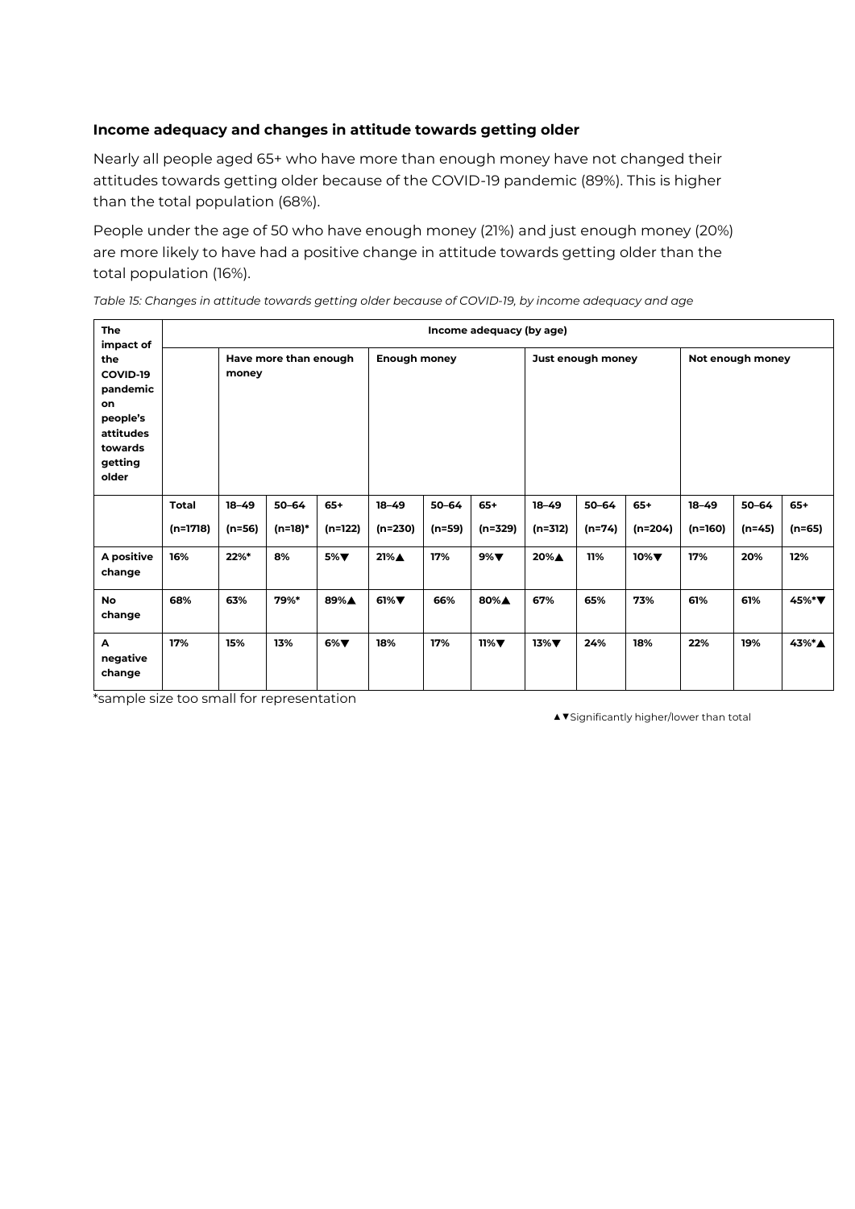### Income adequacy and changes in attitude towards getting older

Nearly all people aged 65+ who have more than enough money have not changed their attitudes towards getting older because of the COVID-19 pandemic (89%). This is higher than the total population (68%).

People under the age of 50 who have enough money (21%) and just enough money (20%) are more likely to have had a positive change in attitude towards getting older than the total population (16%).

*Table 15: Changes in attitude towards getting older because of COVID-19, by income adequacy and age*

| The impact of the COVID-19 pandemic on people's attitudes towards getting older | Income adequacy (by age) | | | | | | | | | | | | |
|---|---|---|---|---|---|---|---|---|---|---|---|---|---|
| | | Have more than enough money | | | Enough money | | | Just enough money | | | Not enough money | | |
| | Total (n=1718) | 18–49 (n=56) | 50–64 (n=18)* | 65+ (n=122) | 18–49 (n=230) | 50–64 (n=59) | 65+ (n=329) | 18–49 (n=312) | 50–64 (n=74) | 65+ (n=204) | 18–49 (n=160) | 50–64 (n=45) | 65+ (n=65) |
| A positive change | 16% | 22%* | 8% | 5%▼ | 21%▲ | 17% | 9%▼ | 20%▲ | 11% | 10%▼ | 17% | 20% | 12% |
| No change | 68% | 63% | 79%* | 89%▲ | 61%▼ | 66% | 80%▲ | 67% | 65% | 73% | 61% | 61% | 45%*▼ |
| A negative change | 17% | 15% | 13% | 6%▼ | 18% | 17% | 11%▼ | 13%▼ | 24% | 18% | 22% | 19% | 43%*▲ |

*sample size too small for representation

▲▼Significantly higher/lower than total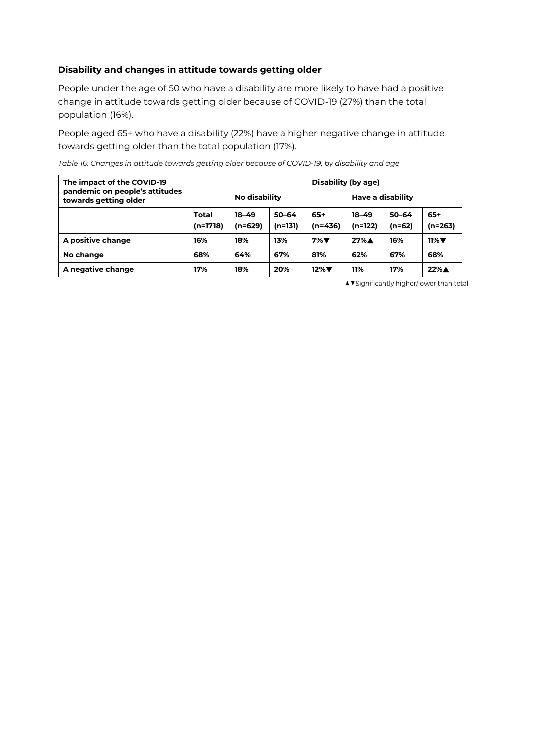### Disability and changes in attitude towards getting older

People under the age of 50 who have a disability are more likely to have had a positive change in attitude towards getting older because of COVID-19 (27%) than the total population (16%).

People aged 65+ who have a disability (22%) have a higher negative change in attitude towards getting older than the total population (17%).

*Table 16: Changes in attitude towards getting older because of COVID-19, by disability and age*

| The impact of the COVID-19 pandemic on people's attitudes towards getting older | | Disability (by age) | | | | | |
|---|---|---|---|---|---|---|---|
| | | No disability | | | Have a disability | | |
| | Total (n=1718) | 18–49 (n=629) | 50–64 (n=131) | 65+ (n=436) | 18–49 (n=122) | 50–64 (n=62) | 65+ (n=263) |
| **A positive change** | **16%** | **18%** | **13%** | **7%▼** | **27%▲** | **16%** | **11%▼** |
| **No change** | **68%** | **64%** | **67%** | **81%** | **62%** | **67%** | **68%** |
| **A negative change** | **17%** | **18%** | **20%** | **12%▼** | **11%** | **17%** | **22%▲** |

▲▼Significantly higher/lower than total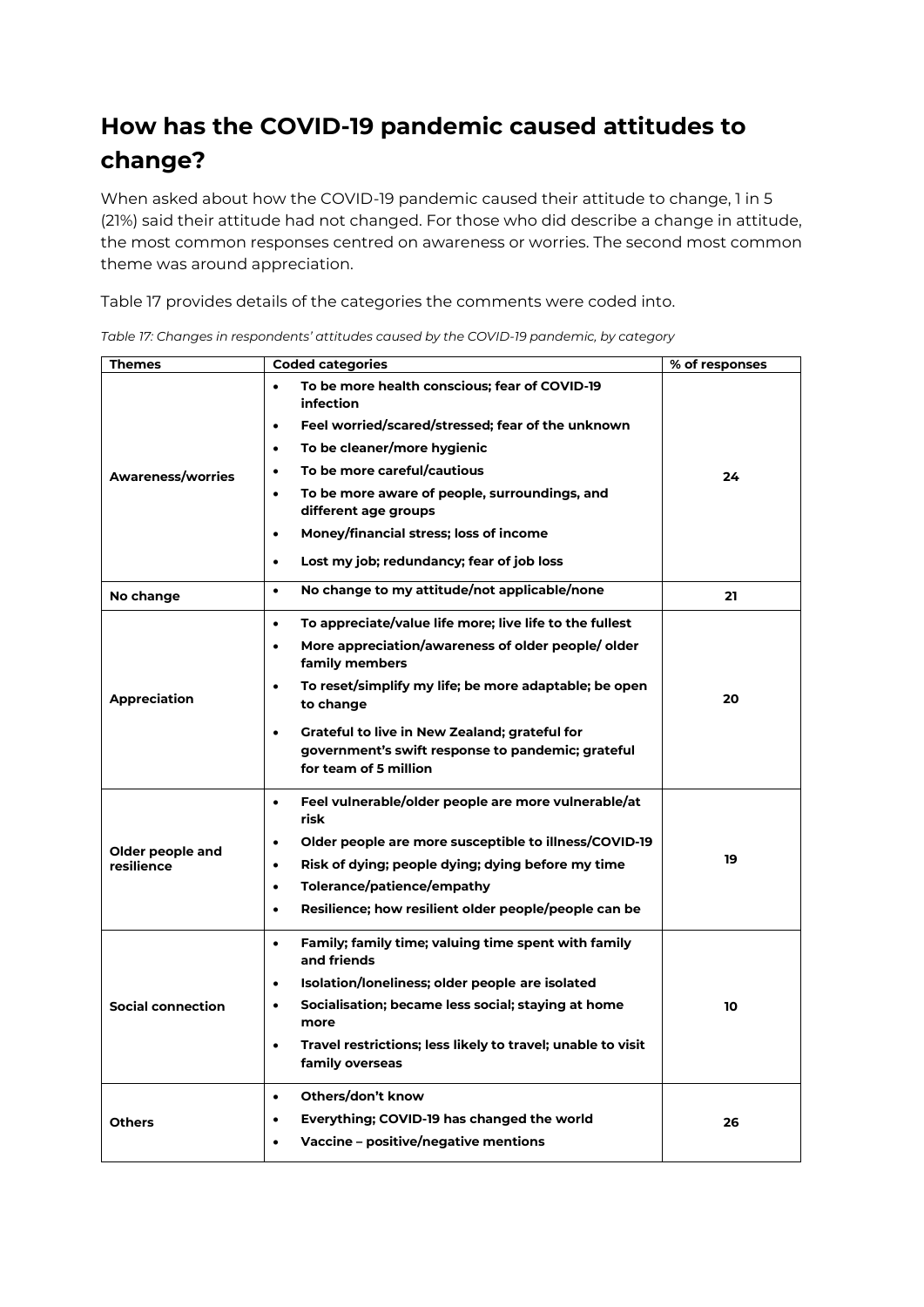## How has the COVID-19 pandemic caused attitudes to change?

When asked about how the COVID-19 pandemic caused their attitude to change, 1 in 5 (21%) said their attitude had not changed. For those who did describe a change in attitude, the most common responses centred on awareness or worries. The second most common theme was around appreciation.

Table 17 provides details of the categories the comments were coded into.

*Table 17: Changes in respondents' attitudes caused by the COVID-19 pandemic, by category*

| Themes | Coded categories | % of responses |
|---|---|---|
| **Awareness/worries** | • **To be more health conscious; fear of COVID-19 infection**<br>• **Feel worried/scared/stressed; fear of the unknown**<br>• **To be cleaner/more hygienic**<br>• **To be more careful/cautious**<br>• **To be more aware of people, surroundings, and different age groups**<br>• **Money/financial stress; loss of income**<br>• **Lost my job; redundancy; fear of job loss** | **24** |
| **No change** | • **No change to my attitude/not applicable/none** | **21** |
| **Appreciation** | • **To appreciate/value life more; live life to the fullest**<br>• **More appreciation/awareness of older people/ older family members**<br>• **To reset/simplify my life; be more adaptable; be open to change**<br>• **Grateful to live in New Zealand; grateful for government's swift response to pandemic; grateful for team of 5 million** | **20** |
| **Older people and resilience** | • **Feel vulnerable/older people are more vulnerable/at risk**<br>• **Older people are more susceptible to illness/COVID-19**<br>• **Risk of dying; people dying; dying before my time**<br>• **Tolerance/patience/empathy**<br>• **Resilience; how resilient older people/people can be** | **19** |
| **Social connection** | • **Family; family time; valuing time spent with family and friends**<br>• **Isolation/loneliness; older people are isolated**<br>• **Socialisation; became less social; staying at home more**<br>• **Travel restrictions; less likely to travel; unable to visit family overseas** | **10** |
| **Others** | • **Others/don't know**<br>• **Everything; COVID-19 has changed the world**<br>• **Vaccine – positive/negative mentions** | **26** |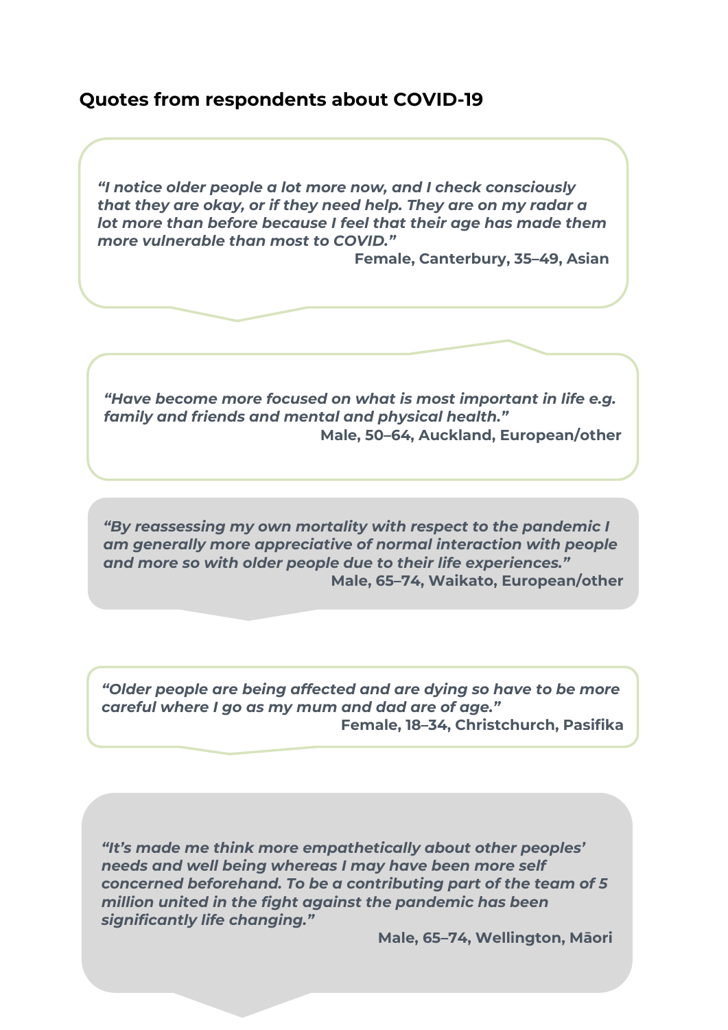## Quotes from respondents about COVID-19

*"I notice older people a lot more now, and I check consciously that they are okay, or if they need help. They are on my radar a lot more than before because I feel that their age has made them more vulnerable than most to COVID."*

**Female, Canterbury, 35–49, Asian**

*"Have become more focused on what is most important in life e.g. family and friends and mental and physical health."*

**Male, 50–64, Auckland, European/other**

*"By reassessing my own mortality with respect to the pandemic I am generally more appreciative of normal interaction with people and more so with older people due to their life experiences."*

**Male, 65–74, Waikato, European/other**

*"Older people are being affected and are dying so have to be more careful where I go as my mum and dad are of age."*

**Female, 18–34, Christchurch, Pasifika**

*"It's made me think more empathetically about other peoples' needs and well being whereas I may have been more self concerned beforehand. To be a contributing part of the team of 5 million united in the fight against the pandemic has been significantly life changing."*

**Male, 65–74, Wellington, Māori**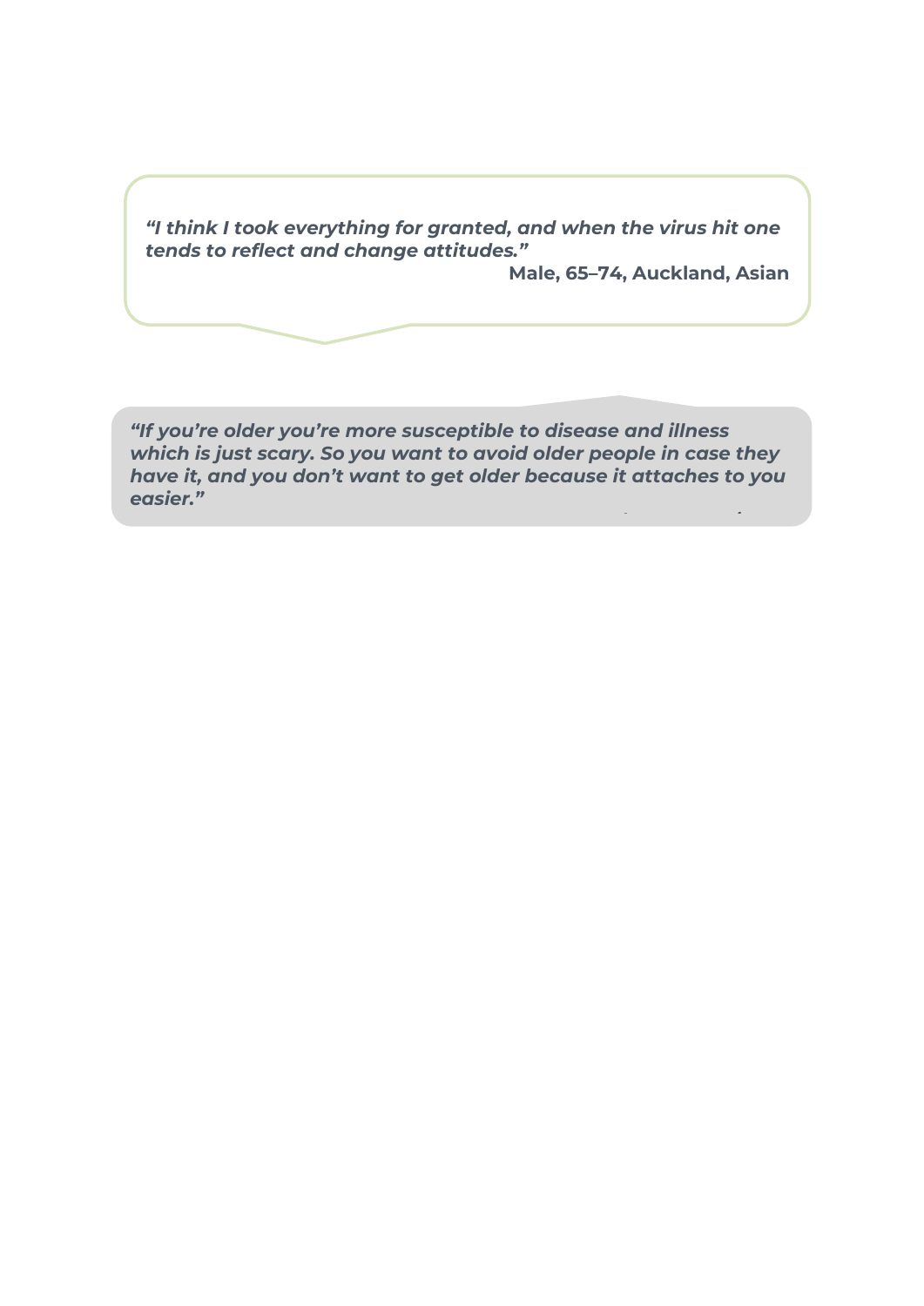*"I think I took everything for granted, and when the virus hit one tends to reflect and change attitudes."*

**Male, 65–74, Auckland, Asian**

*"If you're older you're more susceptible to disease and illness which is just scary. So you want to avoid older people in case they have it, and you don't want to get older because it attaches to you easier."*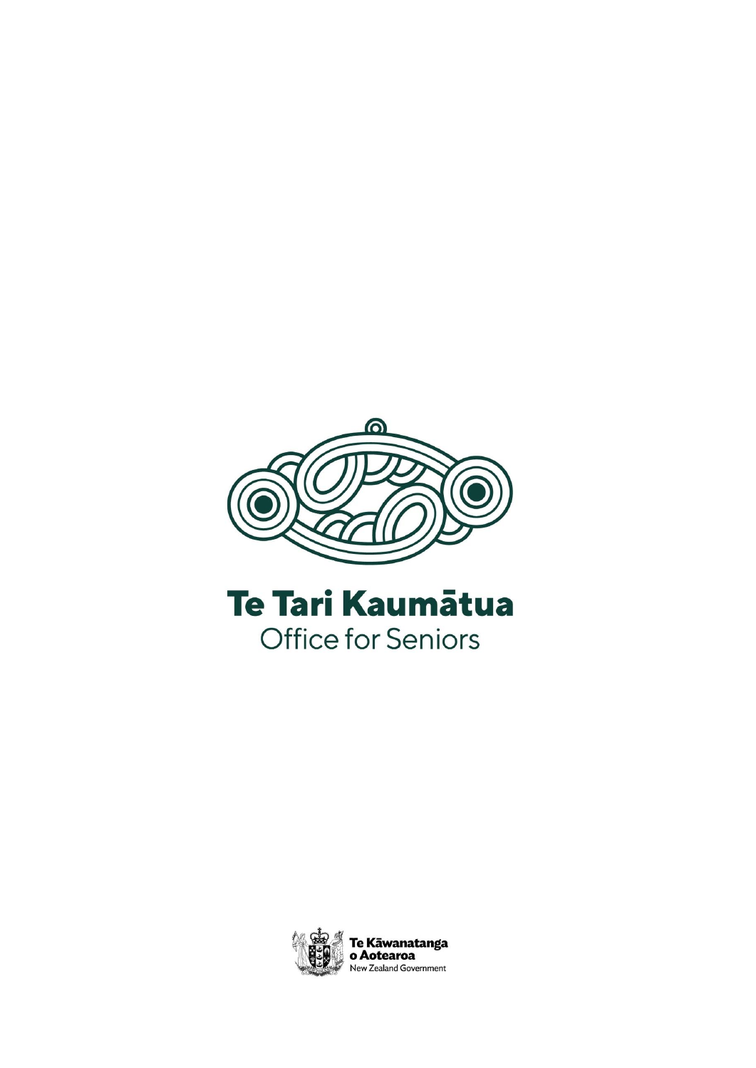Te Tari Kaumātua

Office for Seniors

Te Kāwanatanga o Aotearoa

New Zealand Government